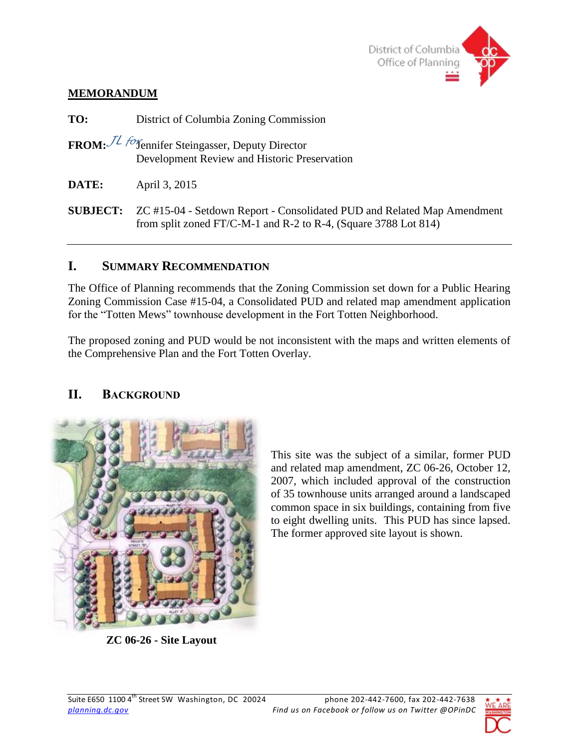# MEMORANDUM

**TO:** District of Columbia Zoning Commission

**FROM:** JL for Jennifer Steingasser, Deputy Director
Development Review and Historic Preservation

**DATE:** April 3, 2015

**SUBJECT:** ZC #15-04 - Setdown Report - Consolidated PUD and Related Map Amendment from split zoned FT/C-M-1 and R-2 to R-4, (Square 3788 Lot 814)

---

## I. Summary Recommendation

The Office of Planning recommends that the Zoning Commission set down for a Public Hearing Zoning Commission Case #15-04, a Consolidated PUD and related map amendment application for the "Totten Mews" townhouse development in the Fort Totten Neighborhood.

The proposed zoning and PUD would be not inconsistent with the maps and written elements of the Comprehensive Plan and the Fort Totten Overlay.

## II. Background

This site was the subject of a similar, former PUD and related map amendment, ZC 06-26, October 12, 2007, which included approval of the construction of 35 townhouse units arranged around a landscaped common space in six buildings, containing from five to eight dwelling units. This PUD has since lapsed. The former approved site layout is shown.

**ZC 06-26 - Site Layout**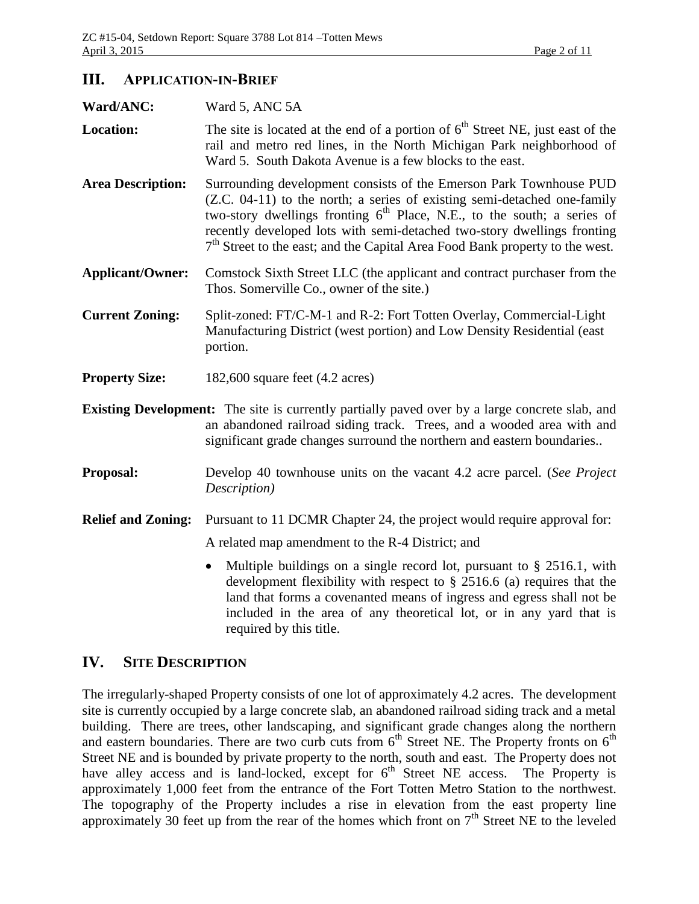## III. APPLICATION-IN-BRIEF

**Ward/ANC:** Ward 5, ANC 5A

**Location:** The site is located at the end of a portion of 6th Street NE, just east of the rail and metro red lines, in the North Michigan Park neighborhood of Ward 5. South Dakota Avenue is a few blocks to the east.

**Area Description:** Surrounding development consists of the Emerson Park Townhouse PUD (Z.C. 04-11) to the north; a series of existing semi-detached one-family two-story dwellings fronting 6th Place, N.E., to the south; a series of recently developed lots with semi-detached two-story dwellings fronting 7th Street to the east; and the Capital Area Food Bank property to the west.

**Applicant/Owner:** Comstock Sixth Street LLC (the applicant and contract purchaser from the Thos. Somerville Co., owner of the site.)

**Current Zoning:** Split-zoned: FT/C-M-1 and R-2: Fort Totten Overlay, Commercial-Light Manufacturing District (west portion) and Low Density Residential (east portion.

**Property Size:** 182,600 square feet (4.2 acres)

**Existing Development:** The site is currently partially paved over by a large concrete slab, and an abandoned railroad siding track. Trees, and a wooded area with and significant grade changes surround the northern and eastern boundaries..

**Proposal:** Develop 40 townhouse units on the vacant 4.2 acre parcel. (*See Project Description)*

**Relief and Zoning:** Pursuant to 11 DCMR Chapter 24, the project would require approval for:

A related map amendment to the R-4 District; and

- Multiple buildings on a single record lot, pursuant to § 2516.1, with development flexibility with respect to § 2516.6 (a) requires that the land that forms a covenanted means of ingress and egress shall not be included in the area of any theoretical lot, or in any yard that is required by this title.

## IV. SITE DESCRIPTION

The irregularly-shaped Property consists of one lot of approximately 4.2 acres. The development site is currently occupied by a large concrete slab, an abandoned railroad siding track and a metal building. There are trees, other landscaping, and significant grade changes along the northern and eastern boundaries. There are two curb cuts from 6th Street NE. The Property fronts on 6th Street NE and is bounded by private property to the north, south and east. The Property does not have alley access and is land-locked, except for 6th Street NE access. The Property is approximately 1,000 feet from the entrance of the Fort Totten Metro Station to the northwest. The topography of the Property includes a rise in elevation from the east property line approximately 30 feet up from the rear of the homes which front on 7th Street NE to the leveled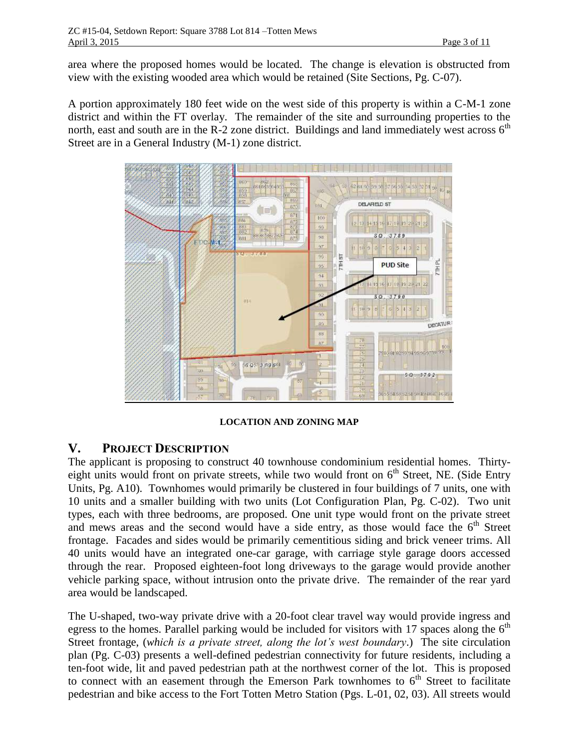area where the proposed homes would be located. The change is elevation is obstructed from view with the existing wooded area which would be retained (Site Sections, Pg. C-07).

A portion approximately 180 feet wide on the west side of this property is within a C-M-1 zone district and within the FT overlay. The remainder of the site and surrounding properties to the north, east and south are in the R-2 zone district. Buildings and land immediately west across 6th Street are in a General Industry (M-1) zone district.

**LOCATION AND ZONING MAP**

## V. PROJECT DESCRIPTION

The applicant is proposing to construct 40 townhouse condominium residential homes. Thirty-eight units would front on private streets, while two would front on 6th Street, NE. (Side Entry Units, Pg. A10). Townhomes would primarily be clustered in four buildings of 7 units, one with 10 units and a smaller building with two units (Lot Configuration Plan, Pg. C-02). Two unit types, each with three bedrooms, are proposed. One unit type would front on the private street and mews areas and the second would have a side entry, as those would face the 6th Street frontage. Facades and sides would be primarily cementitious siding and brick veneer trims. All 40 units would have an integrated one-car garage, with carriage style garage doors accessed through the rear. Proposed eighteen-foot long driveways to the garage would provide another vehicle parking space, without intrusion onto the private drive. The remainder of the rear yard area would be landscaped.

The U-shaped, two-way private drive with a 20-foot clear travel way would provide ingress and egress to the homes. Parallel parking would be included for visitors with 17 spaces along the 6th Street frontage, (*which is a private street, along the lot's west boundary*.) The site circulation plan (Pg. C-03) presents a well-defined pedestrian connectivity for future residents, including a ten-foot wide, lit and paved pedestrian path at the northwest corner of the lot. This is proposed to connect with an easement through the Emerson Park townhomes to 6th Street to facilitate pedestrian and bike access to the Fort Totten Metro Station (Pgs. L-01, 02, 03). All streets would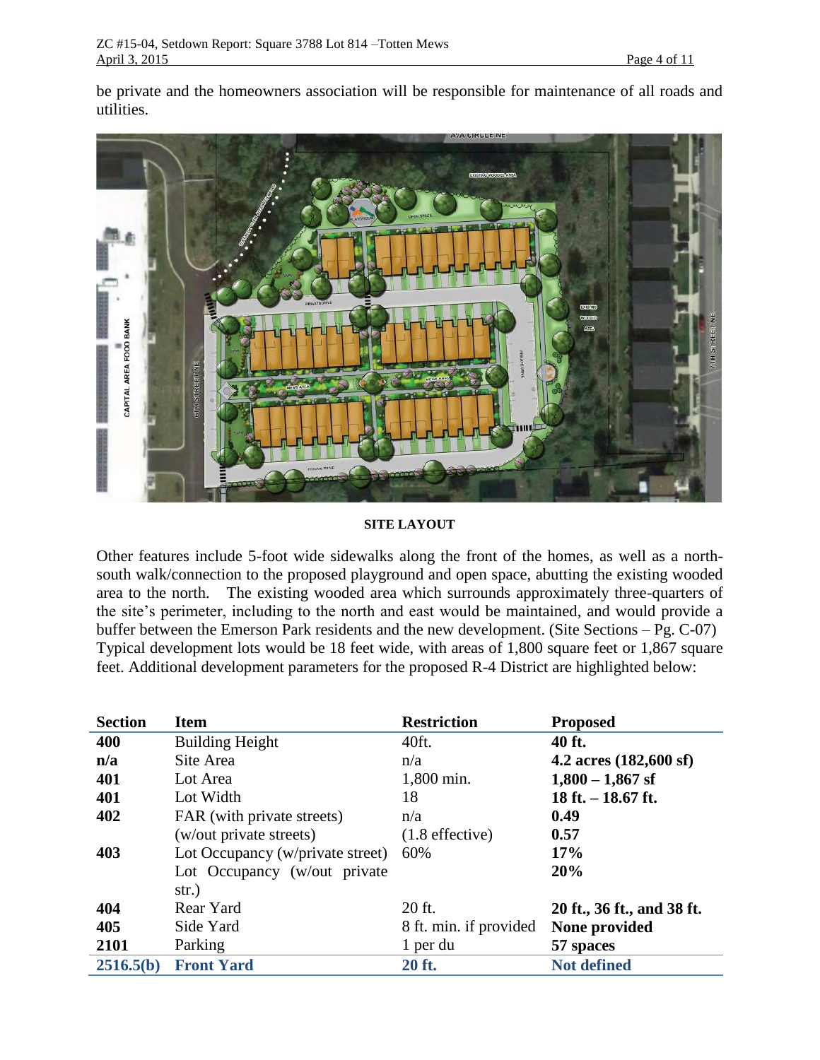be private and the homeowners association will be responsible for maintenance of all roads and utilities.

**SITE LAYOUT**

Other features include 5-foot wide sidewalks along the front of the homes, as well as a north-south walk/connection to the proposed playground and open space, abutting the existing wooded area to the north. The existing wooded area which surrounds approximately three-quarters of the site's perimeter, including to the north and east would be maintained, and would provide a buffer between the Emerson Park residents and the new development. (Site Sections – Pg. C-07) Typical development lots would be 18 feet wide, with areas of 1,800 square feet or 1,867 square feet. Additional development parameters for the proposed R-4 District are highlighted below:

| Section | Item | Restriction | Proposed |
|---|---|---|---|
| **400** | Building Height | 40ft. | **40 ft.** |
| **n/a** | Site Area | n/a | **4.2 acres (182,600 sf)** |
| **401** | Lot Area | 1,800 min. | **1,800 – 1,867 sf** |
| **401** | Lot Width | 18 | **18 ft. – 18.67 ft.** |
| **402** | FAR (with private streets) | n/a | **0.49** |
| | (w/out private streets) | (1.8 effective) | **0.57** |
| **403** | Lot Occupancy (w/private street) | 60% | **17%** |
| | Lot Occupancy (w/out private str.) | | **20%** |
| **404** | Rear Yard | 20 ft. | **20 ft., 36 ft., and 38 ft.** |
| **405** | Side Yard | 8 ft. min. if provided | **None provided** |
| **2101** | Parking | 1 per du | **57 spaces** |
| **2516.5(b)** | **Front Yard** | **20 ft.** | **Not defined** |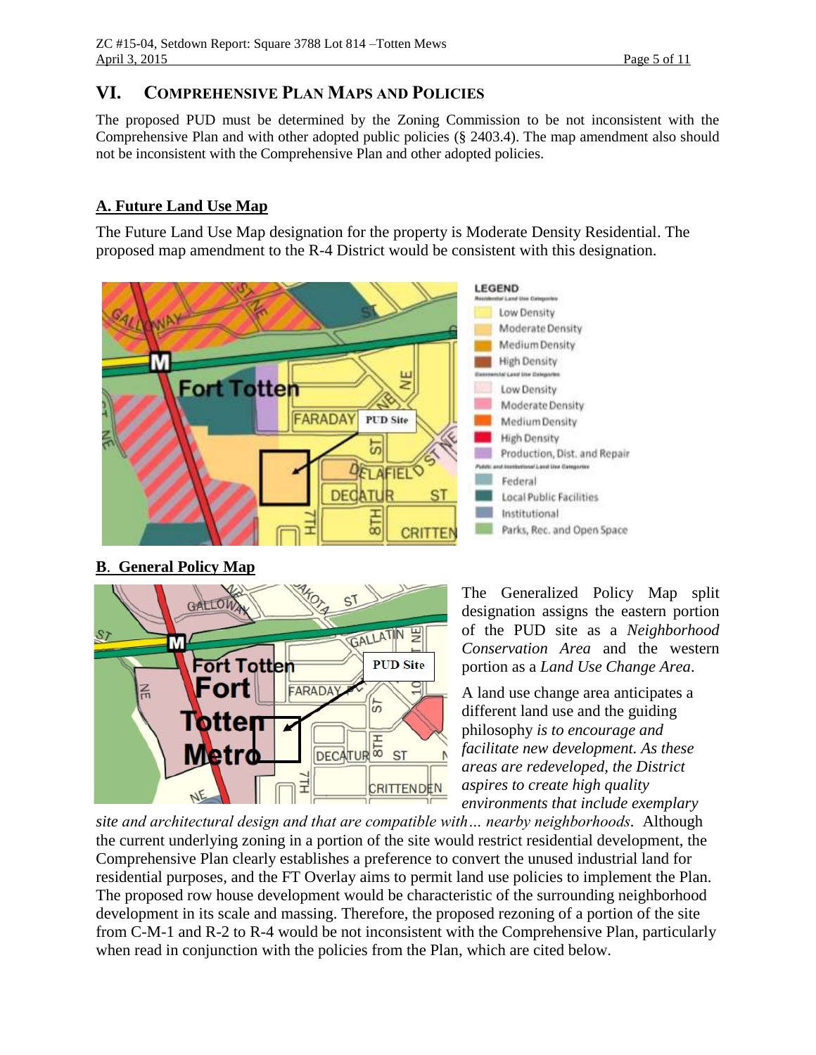## VI. Comprehensive Plan Maps and Policies

The proposed PUD must be determined by the Zoning Commission to be not inconsistent with the Comprehensive Plan and with other adopted public policies (§ 2403.4). The map amendment also should not be inconsistent with the Comprehensive Plan and other adopted policies.

### A. Future Land Use Map

The Future Land Use Map designation for the property is Moderate Density Residential. The proposed map amendment to the R-4 District would be consistent with this designation.

### B. General Policy Map

The Generalized Policy Map split designation assigns the eastern portion of the PUD site as a *Neighborhood Conservation Area* and the western portion as a *Land Use Change Area*.

A land use change area anticipates a different land use and the guiding philosophy *is to encourage and facilitate new development. As these areas are redeveloped, the District aspires to create high quality environments that include exemplary site and architectural design and that are compatible with… nearby neighborhoods.* Although the current underlying zoning in a portion of the site would restrict residential development, the Comprehensive Plan clearly establishes a preference to convert the unused industrial land for residential purposes, and the FT Overlay aims to permit land use policies to implement the Plan. The proposed row house development would be characteristic of the surrounding neighborhood development in its scale and massing. Therefore, the proposed rezoning of a portion of the site from C-M-1 and R-2 to R-4 would be not inconsistent with the Comprehensive Plan, particularly when read in conjunction with the policies from the Plan, which are cited below.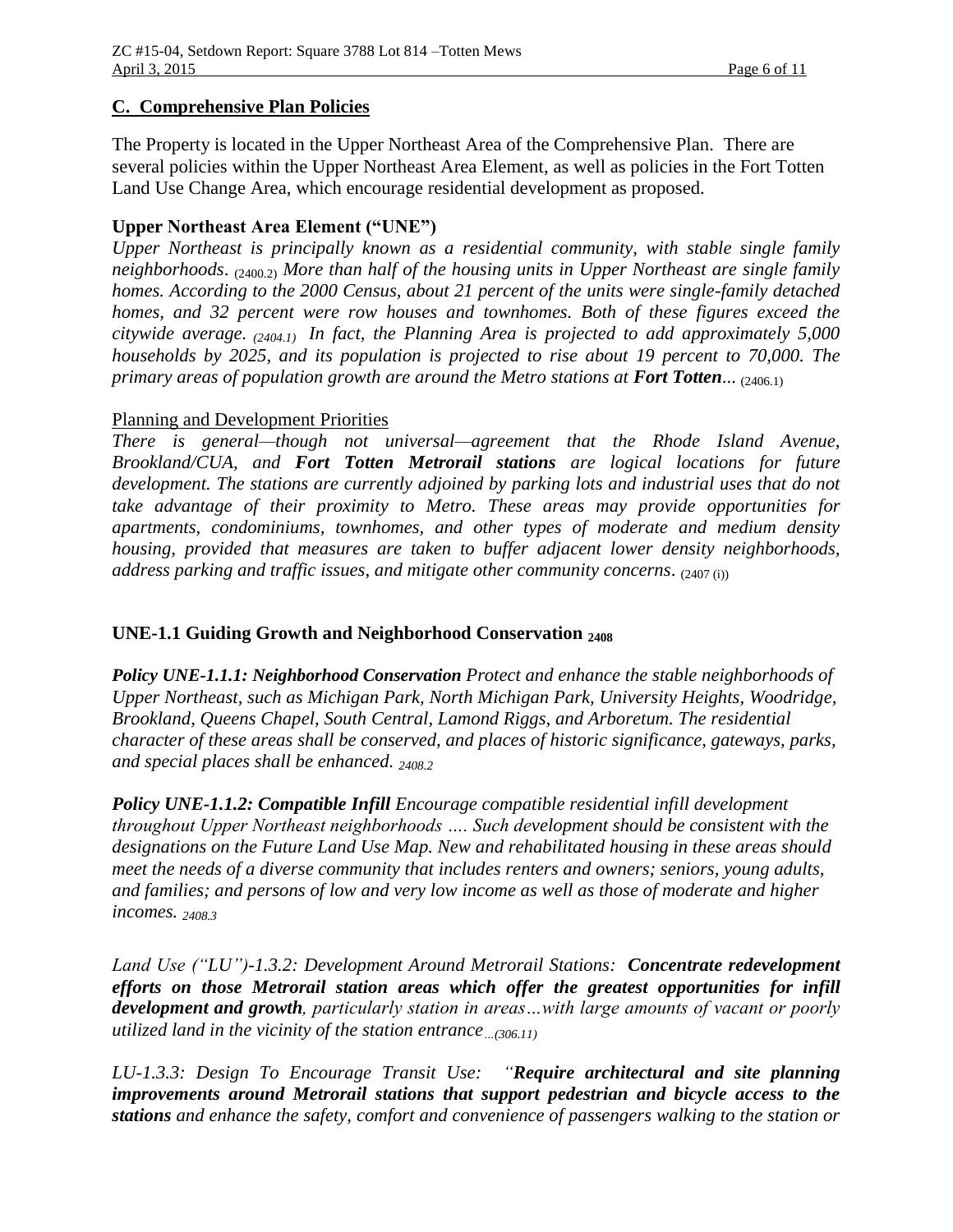## C. Comprehensive Plan Policies

The Property is located in the Upper Northeast Area of the Comprehensive Plan. There are several policies within the Upper Northeast Area Element, as well as policies in the Fort Totten Land Use Change Area, which encourage residential development as proposed.

### Upper Northeast Area Element ("UNE")

*Upper Northeast is principally known as a residential community, with stable single family neighborhoods.* (2400.2) *More than half of the housing units in Upper Northeast are single family homes. According to the 2000 Census, about 21 percent of the units were single-family detached homes, and 32 percent were row houses and townhomes. Both of these figures exceed the citywide average.* *(2404.1)* *In fact, the Planning Area is projected to add approximately 5,000 households by 2025, and its population is projected to rise about 19 percent to 70,000. The primary areas of population growth are around the Metro stations at* ***Fort Totten****...* (2406.1)

Planning and Development Priorities

*There is general—though not universal—agreement that the Rhode Island Avenue, Brookland/CUA, and* ***Fort Totten Metrorail stations*** *are logical locations for future development. The stations are currently adjoined by parking lots and industrial uses that do not take advantage of their proximity to Metro. These areas may provide opportunities for apartments, condominiums, townhomes, and other types of moderate and medium density housing, provided that measures are taken to buffer adjacent lower density neighborhoods, address parking and traffic issues, and mitigate other community concerns.* (2407 (i))

### UNE-1.1 Guiding Growth and Neighborhood Conservation 2408

***Policy UNE-1.1.1: Neighborhood Conservation*** *Protect and enhance the stable neighborhoods of Upper Northeast, such as Michigan Park, North Michigan Park, University Heights, Woodridge, Brookland, Queens Chapel, South Central, Lamond Riggs, and Arboretum. The residential character of these areas shall be conserved, and places of historic significance, gateways, parks, and special places shall be enhanced.* *2408.2*

***Policy UNE-1.1.2: Compatible Infill*** *Encourage compatible residential infill development throughout Upper Northeast neighborhoods …. Such development should be consistent with the designations on the Future Land Use Map. New and rehabilitated housing in these areas should meet the needs of a diverse community that includes renters and owners; seniors, young adults, and families; and persons of low and very low income as well as those of moderate and higher incomes.* *2408.3*

*Land Use ("LU")-1.3.2: Development Around Metrorail Stations:* ***Concentrate redevelopment efforts on those Metrorail station areas which offer the greatest opportunities for infill development and growth****, particularly station in areas…with large amounts of vacant or poorly utilized land in the vicinity of the station entrance…(306.11)*

*LU-1.3.3: Design To Encourage Transit Use: "****Require architectural and site planning improvements around Metrorail stations that support pedestrian and bicycle access to the stations*** *and enhance the safety, comfort and convenience of passengers walking to the station or*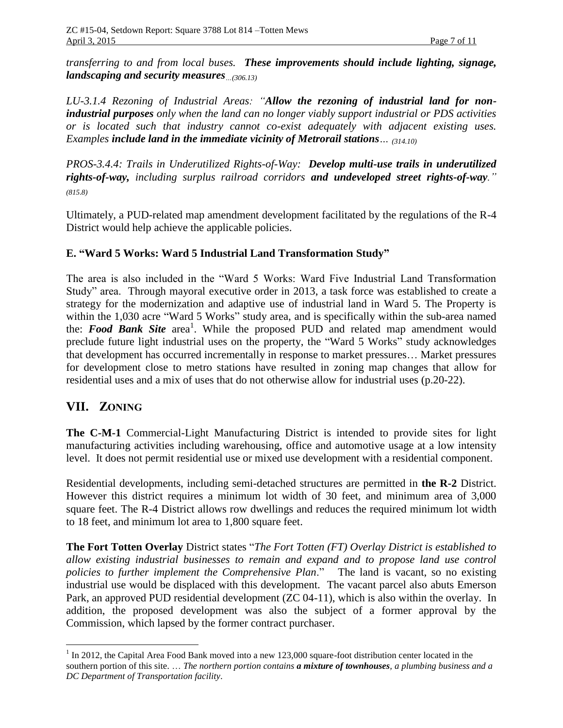*transferring to and from local buses.* ***These improvements should include lighting, signage, landscaping and security measures****…(306.13)*

*LU-3.1.4 Rezoning of Industrial Areas: "****Allow the rezoning of industrial land for non-industrial purposes*** *only when the land can no longer viably support industrial or PDS activities or is located such that industry cannot co-exist adequately with adjacent existing uses. Examples* ***include land in the immediate vicinity of Metrorail stations****… (314.10)*

*PROS-3.4.4: Trails in Underutilized Rights-of-Way:* ***Develop multi-use trails in underutilized rights-of-way,*** *including surplus railroad corridors* ***and undeveloped street rights-of-way****." (815.8)*

Ultimately, a PUD-related map amendment development facilitated by the regulations of the R-4 District would help achieve the applicable policies.

### E. "Ward 5 Works: Ward 5 Industrial Land Transformation Study"

The area is also included in the "Ward 5 Works: Ward Five Industrial Land Transformation Study" area. Through mayoral executive order in 2013, a task force was established to create a strategy for the modernization and adaptive use of industrial land in Ward 5. The Property is within the 1,030 acre "Ward 5 Works" study area, and is specifically within the sub-area named the: ***Food Bank Site*** area[1]. While the proposed PUD and related map amendment would preclude future light industrial uses on the property, the "Ward 5 Works" study acknowledges that development has occurred incrementally in response to market pressures… Market pressures for development close to metro stations have resulted in zoning map changes that allow for residential uses and a mix of uses that do not otherwise allow for industrial uses (p.20-22).

## VII. ZONING

**The C-M-1** Commercial-Light Manufacturing District is intended to provide sites for light manufacturing activities including warehousing, office and automotive usage at a low intensity level. It does not permit residential use or mixed use development with a residential component.

Residential developments, including semi-detached structures are permitted in **the R-2** District. However this district requires a minimum lot width of 30 feet, and minimum area of 3,000 square feet. The R-4 District allows row dwellings and reduces the required minimum lot width to 18 feet, and minimum lot area to 1,800 square feet.

**The Fort Totten Overlay** District states "*The Fort Totten (FT) Overlay District is established to allow existing industrial businesses to remain and expand and to propose land use control policies to further implement the Comprehensive Plan*." The land is vacant, so no existing industrial use would be displaced with this development. The vacant parcel also abuts Emerson Park, an approved PUD residential development (ZC 04-11), which is also within the overlay. In addition, the proposed development was also the subject of a former approval by the Commission, which lapsed by the former contract purchaser.

---

[1] In 2012, the Capital Area Food Bank moved into a new 123,000 square-foot distribution center located in the southern portion of this site. … *The northern portion contains* ***a mixture of townhouses****, a plumbing business and a DC Department of Transportation facility*.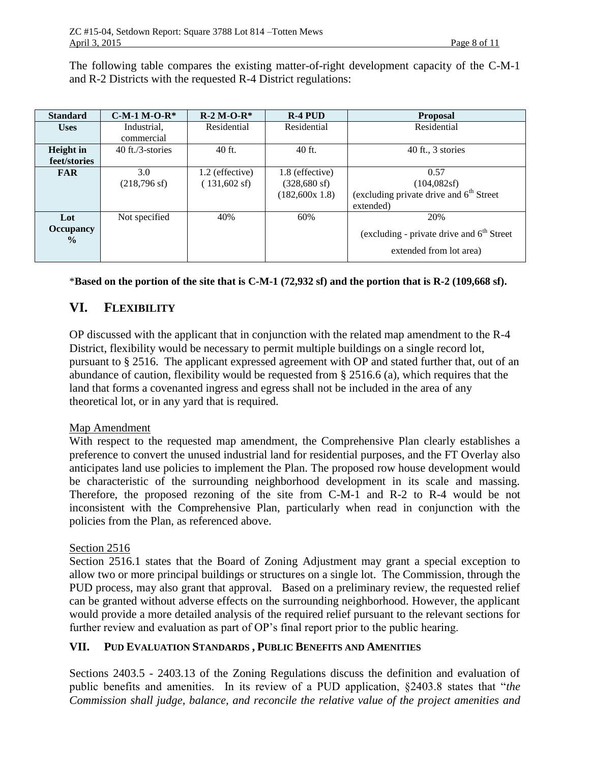The following table compares the existing matter-of-right development capacity of the C-M-1 and R-2 Districts with the requested R-4 District regulations:

| Standard | C-M-1 M-O-R* | R-2 M-O-R* | R-4 PUD | Proposal |
|---|---|---|---|---|
| Uses | Industrial, commercial | Residential | Residential | Residential |
| Height in feet/stories | 40 ft./3-stories | 40 ft. | 40 ft. | 40 ft., 3 stories |
| FAR | 3.0 (218,796 sf) | 1.2 (effective) ( 131,602 sf) | 1.8 (effective) (328,680 sf) (182,600x 1.8) | 0.57 (104,082sf) (excluding private drive and 6th Street extended) |
| Lot Occupancy % | Not specified | 40% | 60% | 20% (excluding - private drive and 6th Street extended from lot area) |

\***Based on the portion of the site that is C-M-1 (72,932 sf) and the portion that is R-2 (109,668 sf).**

## VI. FLEXIBILITY

OP discussed with the applicant that in conjunction with the related map amendment to the R-4 District, flexibility would be necessary to permit multiple buildings on a single record lot, pursuant to § 2516. The applicant expressed agreement with OP and stated further that, out of an abundance of caution, flexibility would be requested from § 2516.6 (a), which requires that the land that forms a covenanted ingress and egress shall not be included in the area of any theoretical lot, or in any yard that is required.

Map Amendment

With respect to the requested map amendment, the Comprehensive Plan clearly establishes a preference to convert the unused industrial land for residential purposes, and the FT Overlay also anticipates land use policies to implement the Plan. The proposed row house development would be characteristic of the surrounding neighborhood development in its scale and massing. Therefore, the proposed rezoning of the site from C-M-1 and R-2 to R-4 would be not inconsistent with the Comprehensive Plan, particularly when read in conjunction with the policies from the Plan, as referenced above.

Section 2516

Section 2516.1 states that the Board of Zoning Adjustment may grant a special exception to allow two or more principal buildings or structures on a single lot. The Commission, through the PUD process, may also grant that approval. Based on a preliminary review, the requested relief can be granted without adverse effects on the surrounding neighborhood. However, the applicant would provide a more detailed analysis of the required relief pursuant to the relevant sections for further review and evaluation as part of OP's final report prior to the public hearing.

### VII. PUD EVALUATION STANDARDS , PUBLIC BENEFITS AND AMENITIES

Sections 2403.5 - 2403.13 of the Zoning Regulations discuss the definition and evaluation of public benefits and amenities. In its review of a PUD application, §2403.8 states that "*the Commission shall judge, balance, and reconcile the relative value of the project amenities and*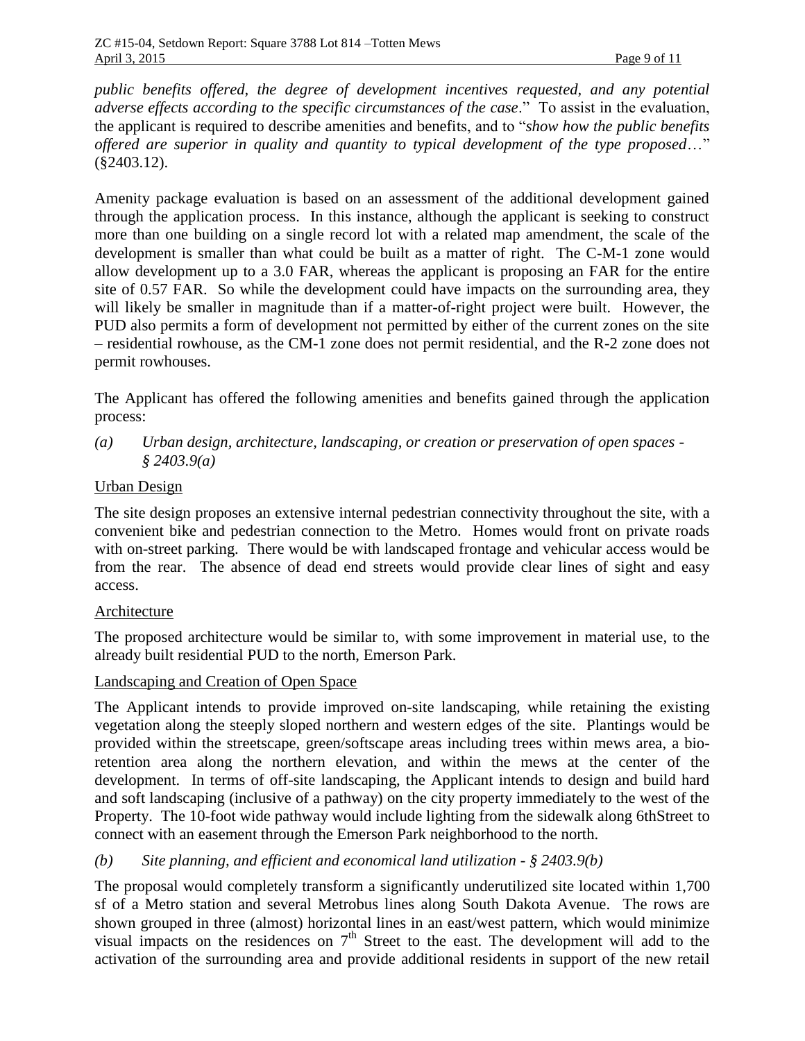*public benefits offered, the degree of development incentives requested, and any potential adverse effects according to the specific circumstances of the case*." To assist in the evaluation, the applicant is required to describe amenities and benefits, and to "*show how the public benefits offered are superior in quality and quantity to typical development of the type proposed*…" (§2403.12).

Amenity package evaluation is based on an assessment of the additional development gained through the application process. In this instance, although the applicant is seeking to construct more than one building on a single record lot with a related map amendment, the scale of the development is smaller than what could be built as a matter of right. The C-M-1 zone would allow development up to a 3.0 FAR, whereas the applicant is proposing an FAR for the entire site of 0.57 FAR. So while the development could have impacts on the surrounding area, they will likely be smaller in magnitude than if a matter-of-right project were built. However, the PUD also permits a form of development not permitted by either of the current zones on the site – residential rowhouse, as the CM-1 zone does not permit residential, and the R-2 zone does not permit rowhouses.

The Applicant has offered the following amenities and benefits gained through the application process:

*(a) Urban design, architecture, landscaping, or creation or preservation of open spaces - § 2403.9(a)*

<u>Urban Design</u>

The site design proposes an extensive internal pedestrian connectivity throughout the site, with a convenient bike and pedestrian connection to the Metro. Homes would front on private roads with on-street parking. There would be with landscaped frontage and vehicular access would be from the rear. The absence of dead end streets would provide clear lines of sight and easy access.

<u>Architecture</u>

The proposed architecture would be similar to, with some improvement in material use, to the already built residential PUD to the north, Emerson Park.

<u>Landscaping and Creation of Open Space</u>

The Applicant intends to provide improved on-site landscaping, while retaining the existing vegetation along the steeply sloped northern and western edges of the site. Plantings would be provided within the streetscape, green/softscape areas including trees within mews area, a bio-retention area along the northern elevation, and within the mews at the center of the development. In terms of off-site landscaping, the Applicant intends to design and build hard and soft landscaping (inclusive of a pathway) on the city property immediately to the west of the Property. The 10-foot wide pathway would include lighting from the sidewalk along 6thStreet to connect with an easement through the Emerson Park neighborhood to the north.

*(b) Site planning, and efficient and economical land utilization - § 2403.9(b)*

The proposal would completely transform a significantly underutilized site located within 1,700 sf of a Metro station and several Metrobus lines along South Dakota Avenue. The rows are shown grouped in three (almost) horizontal lines in an east/west pattern, which would minimize visual impacts on the residences on 7th Street to the east. The development will add to the activation of the surrounding area and provide additional residents in support of the new retail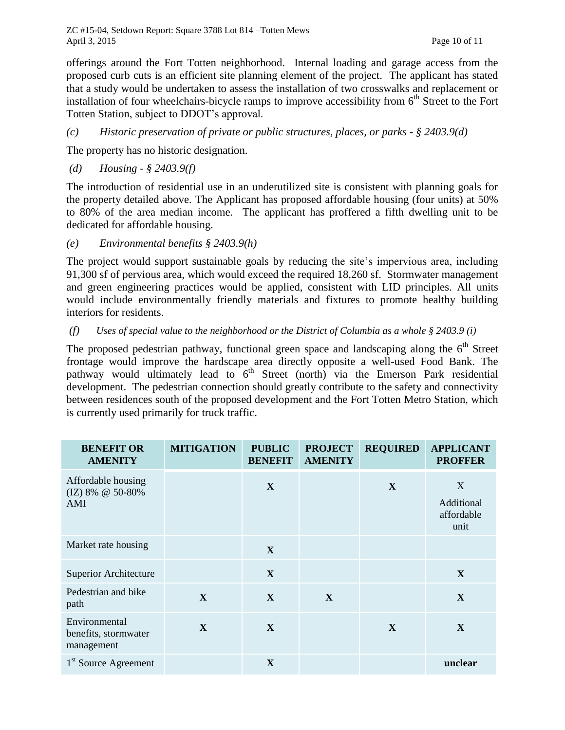offerings around the Fort Totten neighborhood. Internal loading and garage access from the proposed curb cuts is an efficient site planning element of the project. The applicant has stated that a study would be undertaken to assess the installation of two crosswalks and replacement or installation of four wheelchairs-bicycle ramps to improve accessibility from 6th Street to the Fort Totten Station, subject to DDOT's approval.

*(c) Historic preservation of private or public structures, places, or parks - § 2403.9(d)*

The property has no historic designation.

*(d) Housing - § 2403.9(f)*

The introduction of residential use in an underutilized site is consistent with planning goals for the property detailed above. The Applicant has proposed affordable housing (four units) at 50% to 80% of the area median income. The applicant has proffered a fifth dwelling unit to be dedicated for affordable housing.

*(e) Environmental benefits § 2403.9(h)*

The project would support sustainable goals by reducing the site's impervious area, including 91,300 sf of pervious area, which would exceed the required 18,260 sf. Stormwater management and green engineering practices would be applied, consistent with LID principles. All units would include environmentally friendly materials and fixtures to promote healthy building interiors for residents.

*(f) Uses of special value to the neighborhood or the District of Columbia as a whole § 2403.9 (i)*

The proposed pedestrian pathway, functional green space and landscaping along the 6th Street frontage would improve the hardscape area directly opposite a well-used Food Bank. The pathway would ultimately lead to 6th Street (north) via the Emerson Park residential development. The pedestrian connection should greatly contribute to the safety and connectivity between residences south of the proposed development and the Fort Totten Metro Station, which is currently used primarily for truck traffic.

| BENEFIT OR AMENITY | MITIGATION | PUBLIC BENEFIT | PROJECT AMENITY | REQUIRED | APPLICANT PROFFER |
|---|---|---|---|---|---|
| Affordable housing (IZ) 8% @ 50-80% AMI | | **X** | | **X** | X Additional affordable unit |
| Market rate housing | | **X** | | | |
| Superior Architecture | | **X** | | | **X** |
| Pedestrian and bike path | **X** | **X** | **X** | | **X** |
| Environmental benefits, stormwater management | **X** | **X** | | **X** | **X** |
| 1st Source Agreement | | **X** | | | **unclear** |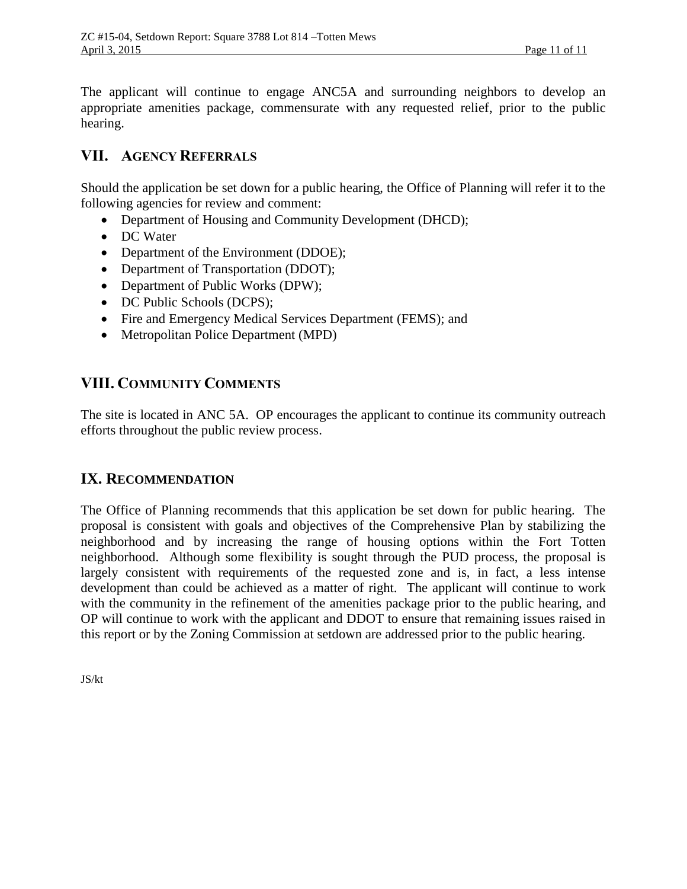The applicant will continue to engage ANC5A and surrounding neighbors to develop an appropriate amenities package, commensurate with any requested relief, prior to the public hearing.

## VII. Agency Referrals

Should the application be set down for a public hearing, the Office of Planning will refer it to the following agencies for review and comment:

- Department of Housing and Community Development (DHCD);
- DC Water
- Department of the Environment (DDOE);
- Department of Transportation (DDOT);
- Department of Public Works (DPW);
- DC Public Schools (DCPS);
- Fire and Emergency Medical Services Department (FEMS); and
- Metropolitan Police Department (MPD)

## VIII. Community Comments

The site is located in ANC 5A. OP encourages the applicant to continue its community outreach efforts throughout the public review process.

## IX. Recommendation

The Office of Planning recommends that this application be set down for public hearing. The proposal is consistent with goals and objectives of the Comprehensive Plan by stabilizing the neighborhood and by increasing the range of housing options within the Fort Totten neighborhood. Although some flexibility is sought through the PUD process, the proposal is largely consistent with requirements of the requested zone and is, in fact, a less intense development than could be achieved as a matter of right. The applicant will continue to work with the community in the refinement of the amenities package prior to the public hearing, and OP will continue to work with the applicant and DDOT to ensure that remaining issues raised in this report or by the Zoning Commission at setdown are addressed prior to the public hearing.

JS/kt